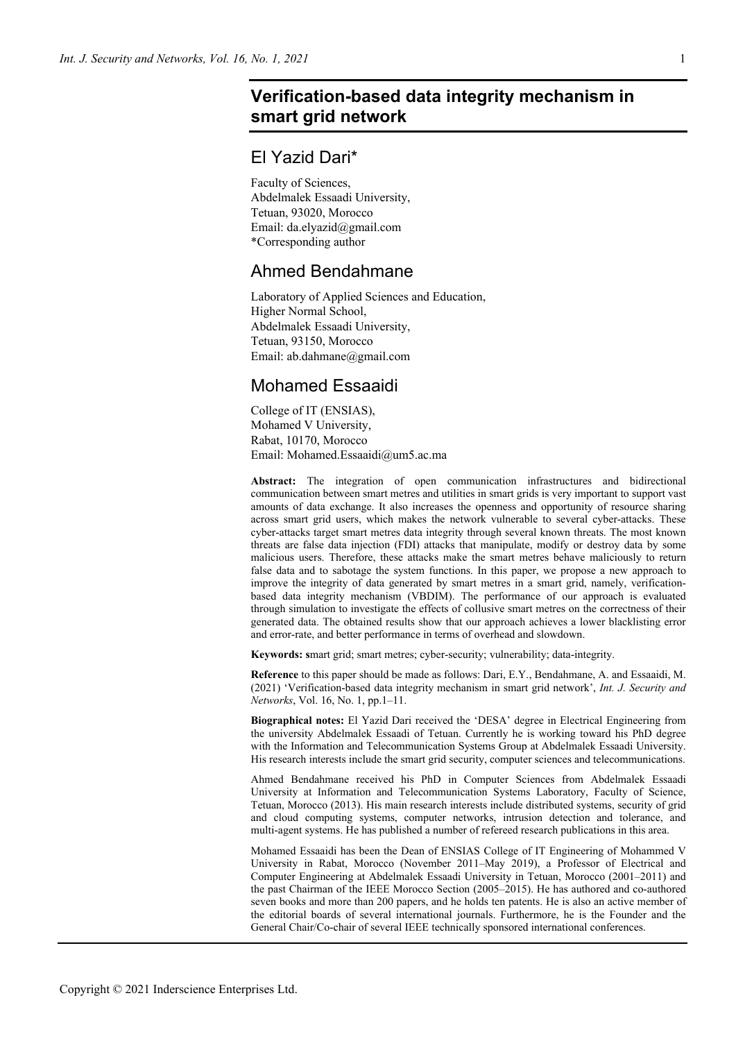# Verification-based data integrity mechanism in smart grid network

## El Yazid Dari*

Faculty of Sciences,
Abdelmalek Essaadi University,
Tetuan, 93020, Morocco
Email: da.elyazid@gmail.com
*Corresponding author

## Ahmed Bendahmane

Laboratory of Applied Sciences and Education,
Higher Normal School,
Abdelmalek Essaadi University,
Tetuan, 93150, Morocco
Email: ab.dahmane@gmail.com

## Mohamed Essaaidi

College of IT (ENSIAS),
Mohamed V University,
Rabat, 10170, Morocco
Email: Mohamed.Essaaidi@um5.ac.ma

**Abstract:** The integration of open communication infrastructures and bidirectional communication between smart metres and utilities in smart grids is very important to support vast amounts of data exchange. It also increases the openness and opportunity of resource sharing across smart grid users, which makes the network vulnerable to several cyber-attacks. These cyber-attacks target smart metres data integrity through several known threats. The most known threats are false data injection (FDI) attacks that manipulate, modify or destroy data by some malicious users. Therefore, these attacks make the smart metres behave maliciously to return false data and to sabotage the system functions. In this paper, we propose a new approach to improve the integrity of data generated by smart metres in a smart grid, namely, verification-based data integrity mechanism (VBDIM). The performance of our approach is evaluated through simulation to investigate the effects of collusive smart metres on the correctness of their generated data. The obtained results show that our approach achieves a lower blacklisting error and error-rate, and better performance in terms of overhead and slowdown.

**Keywords:** smart grid; smart metres; cyber-security; vulnerability; data-integrity.

**Reference** to this paper should be made as follows: Dari, E.Y., Bendahmane, A. and Essaaidi, M. (2021) 'Verification-based data integrity mechanism in smart grid network', *Int. J. Security and Networks*, Vol. 16, No. 1, pp.1–11.

**Biographical notes:** El Yazid Dari received the 'DESA' degree in Electrical Engineering from the university Abdelmalek Essaadi of Tetuan. Currently he is working toward his PhD degree with the Information and Telecommunication Systems Group at Abdelmalek Essaadi University. His research interests include the smart grid security, computer sciences and telecommunications.

Ahmed Bendahmane received his PhD in Computer Sciences from Abdelmalek Essaadi University at Information and Telecommunication Systems Laboratory, Faculty of Science, Tetuan, Morocco (2013). His main research interests include distributed systems, security of grid and cloud computing systems, computer networks, intrusion detection and tolerance, and multi-agent systems. He has published a number of refereed research publications in this area.

Mohamed Essaaidi has been the Dean of ENSIAS College of IT Engineering of Mohammed V University in Rabat, Morocco (November 2011–May 2019), a Professor of Electrical and Computer Engineering at Abdelmalek Essaadi University in Tetuan, Morocco (2001–2011) and the past Chairman of the IEEE Morocco Section (2005–2015). He has authored and co-authored seven books and more than 200 papers, and he holds ten patents. He is also an active member of the editorial boards of several international journals. Furthermore, he is the Founder and the General Chair/Co-chair of several IEEE technically sponsored international conferences.

Copyright © 2021 Inderscience Enterprises Ltd.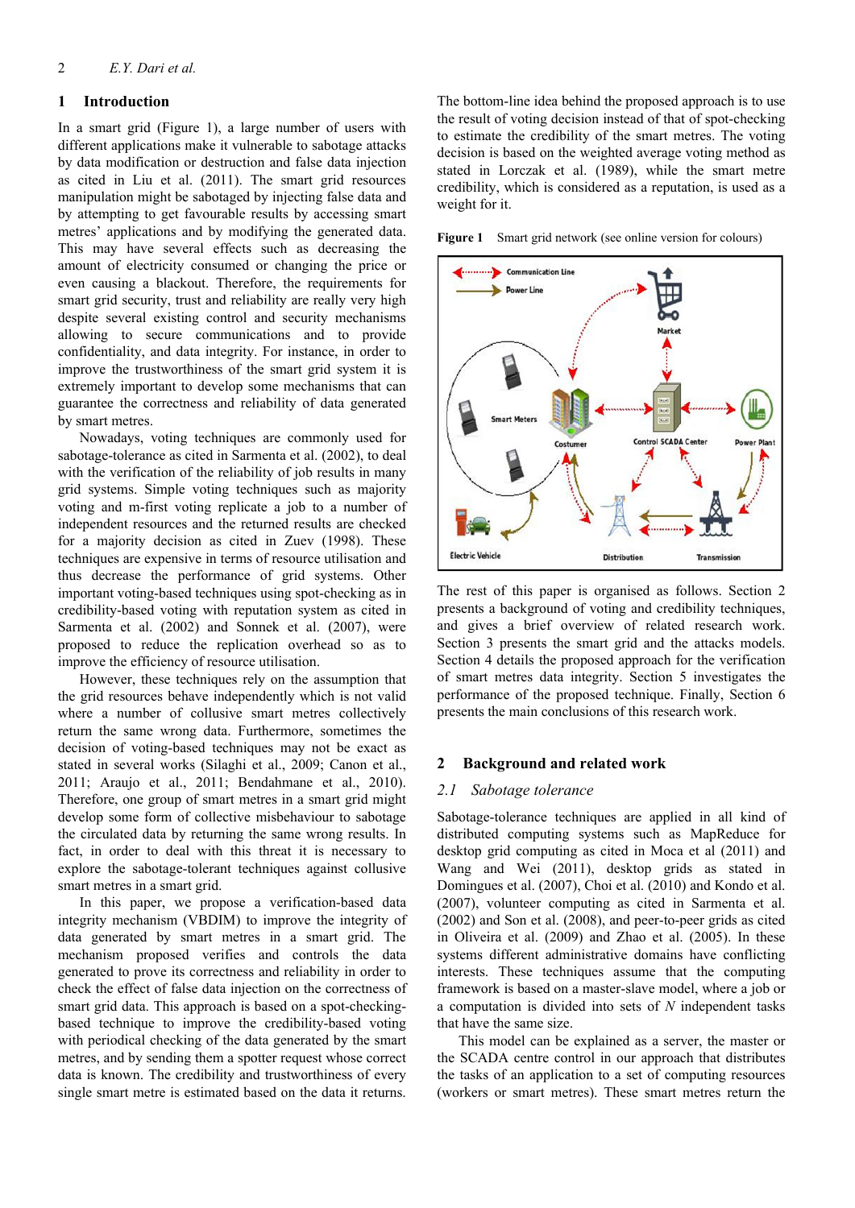## 1 Introduction

In a smart grid (Figure 1), a large number of users with different applications make it vulnerable to sabotage attacks by data modification or destruction and false data injection as cited in Liu et al. (2011). The smart grid resources manipulation might be sabotaged by injecting false data and by attempting to get favourable results by accessing smart metres' applications and by modifying the generated data. This may have several effects such as decreasing the amount of electricity consumed or changing the price or even causing a blackout. Therefore, the requirements for smart grid security, trust and reliability are really very high despite several existing control and security mechanisms allowing to secure communications and to provide confidentiality, and data integrity. For instance, in order to improve the trustworthiness of the smart grid system it is extremely important to develop some mechanisms that can guarantee the correctness and reliability of data generated by smart metres.

Nowadays, voting techniques are commonly used for sabotage-tolerance as cited in Sarmenta et al. (2002), to deal with the verification of the reliability of job results in many grid systems. Simple voting techniques such as majority voting and m-first voting replicate a job to a number of independent resources and the returned results are checked for a majority decision as cited in Zuev (1998). These techniques are expensive in terms of resource utilisation and thus decrease the performance of grid systems. Other important voting-based techniques using spot-checking as in credibility-based voting with reputation system as cited in Sarmenta et al. (2002) and Sonnek et al. (2007), were proposed to reduce the replication overhead so as to improve the efficiency of resource utilisation.

However, these techniques rely on the assumption that the grid resources behave independently which is not valid where a number of collusive smart metres collectively return the same wrong data. Furthermore, sometimes the decision of voting-based techniques may not be exact as stated in several works (Silaghi et al., 2009; Canon et al., 2011; Araujo et al., 2011; Bendahmane et al., 2010). Therefore, one group of smart metres in a smart grid might develop some form of collective misbehaviour to sabotage the circulated data by returning the same wrong results. In fact, in order to deal with this threat it is necessary to explore the sabotage-tolerant techniques against collusive smart metres in a smart grid.

In this paper, we propose a verification-based data integrity mechanism (VBDIM) to improve the integrity of data generated by smart metres in a smart grid. The mechanism proposed verifies and controls the data generated to prove its correctness and reliability in order to check the effect of false data injection on the correctness of smart grid data. This approach is based on a spot-checking-based technique to improve the credibility-based voting with periodical checking of the data generated by the smart metres, and by sending them a spotter request whose correct data is known. The credibility and trustworthiness of every single smart metre is estimated based on the data it returns. The bottom-line idea behind the proposed approach is to use the result of voting decision instead of that of spot-checking to estimate the credibility of the smart metres. The voting decision is based on the weighted average voting method as stated in Lorczak et al. (1989), while the smart metre credibility, which is considered as a reputation, is used as a weight for it.

**Figure 1** Smart grid network (see online version for colours)

The rest of this paper is organised as follows. Section 2 presents a background of voting and credibility techniques, and gives a brief overview of related research work. Section 3 presents the smart grid and the attacks models. Section 4 details the proposed approach for the verification of smart metres data integrity. Section 5 investigates the performance of the proposed technique. Finally, Section 6 presents the main conclusions of this research work.

## 2 Background and related work

### 2.1 *Sabotage tolerance*

Sabotage-tolerance techniques are applied in all kind of distributed computing systems such as MapReduce for desktop grid computing as cited in Moca et al (2011) and Wang and Wei (2011), desktop grids as stated in Domingues et al. (2007), Choi et al. (2010) and Kondo et al. (2007), volunteer computing as cited in Sarmenta et al. (2002) and Son et al. (2008), and peer-to-peer grids as cited in Oliveira et al. (2009) and Zhao et al. (2005). In these systems different administrative domains have conflicting interests. These techniques assume that the computing framework is based on a master-slave model, where a job or a computation is divided into sets of $N$ independent tasks that have the same size.

This model can be explained as a server, the master or the SCADA centre control in our approach that distributes the tasks of an application to a set of computing resources (workers or smart metres). These smart metres return the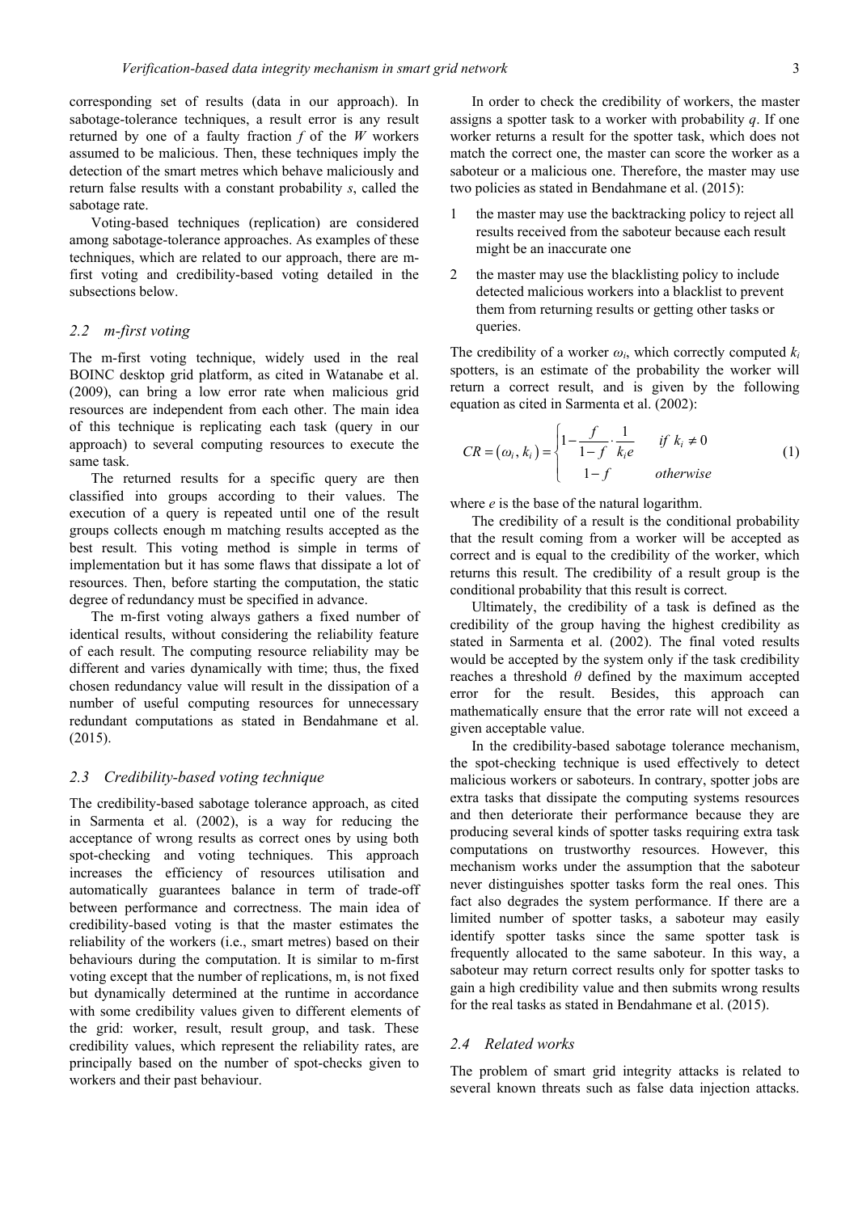corresponding set of results (data in our approach). In sabotage-tolerance techniques, a result error is any result returned by one of a faulty fraction $f$ of the $W$ workers assumed to be malicious. Then, these techniques imply the detection of the smart metres which behave maliciously and return false results with a constant probability $s$, called the sabotage rate.

Voting-based techniques (replication) are considered among sabotage-tolerance approaches. As examples of these techniques, which are related to our approach, there are m-first voting and credibility-based voting detailed in the subsections below.

### 2.2 m-first voting

The m-first voting technique, widely used in the real BOINC desktop grid platform, as cited in Watanabe et al. (2009), can bring a low error rate when malicious grid resources are independent from each other. The main idea of this technique is replicating each task (query in our approach) to several computing resources to execute the same task.

The returned results for a specific query are then classified into groups according to their values. The execution of a query is repeated until one of the result groups collects enough m matching results accepted as the best result. This voting method is simple in terms of implementation but it has some flaws that dissipate a lot of resources. Then, before starting the computation, the static degree of redundancy must be specified in advance.

The m-first voting always gathers a fixed number of identical results, without considering the reliability feature of each result. The computing resource reliability may be different and varies dynamically with time; thus, the fixed chosen redundancy value will result in the dissipation of a number of useful computing resources for unnecessary redundant computations as stated in Bendahmane et al. (2015).

### 2.3 Credibility-based voting technique

The credibility-based sabotage tolerance approach, as cited in Sarmenta et al. (2002), is a way for reducing the acceptance of wrong results as correct ones by using both spot-checking and voting techniques. This approach increases the efficiency of resources utilisation and automatically guarantees balance in term of trade-off between performance and correctness. The main idea of credibility-based voting is that the master estimates the reliability of the workers (i.e., smart metres) based on their behaviours during the computation. It is similar to m-first voting except that the number of replications, m, is not fixed but dynamically determined at the runtime in accordance with some credibility values given to different elements of the grid: worker, result, result group, and task. These credibility values, which represent the reliability rates, are principally based on the number of spot-checks given to workers and their past behaviour.

In order to check the credibility of workers, the master assigns a spotter task to a worker with probability $q$. If one worker returns a result for the spotter task, which does not match the correct one, the master can score the worker as a saboteur or a malicious one. Therefore, the master may use two policies as stated in Bendahmane et al. (2015):

1. the master may use the backtracking policy to reject all results received from the saboteur because each result might be an inaccurate one
2. the master may use the blacklisting policy to include detected malicious workers into a blacklist to prevent them from returning results or getting other tasks or queries.

The credibility of a worker $\omega_i$, which correctly computed $k_i$ spotters, is an estimate of the probability the worker will return a correct result, and is given by the following equation as cited in Sarmenta et al. (2002):

$$CR = (\omega_i, k_i) = \begin{cases} 1 - \dfrac{f}{1-f} \cdot \dfrac{1}{k_i e} & \text{if } k_i \neq 0 \\ 1 - f & \text{otherwise} \end{cases} \tag{1}$$

where $e$ is the base of the natural logarithm.

The credibility of a result is the conditional probability that the result coming from a worker will be accepted as correct and is equal to the credibility of the worker, which returns this result. The credibility of a result group is the conditional probability that this result is correct.

Ultimately, the credibility of a task is defined as the credibility of the group having the highest credibility as stated in Sarmenta et al. (2002). The final voted results would be accepted by the system only if the task credibility reaches a threshold $\theta$ defined by the maximum accepted error for the result. Besides, this approach can mathematically ensure that the error rate will not exceed a given acceptable value.

In the credibility-based sabotage tolerance mechanism, the spot-checking technique is used effectively to detect malicious workers or saboteurs. In contrary, spotter jobs are extra tasks that dissipate the computing systems resources and then deteriorate their performance because they are producing several kinds of spotter tasks requiring extra task computations on trustworthy resources. However, this mechanism works under the assumption that the saboteur never distinguishes spotter tasks form the real ones. This fact also degrades the system performance. If there are a limited number of spotter tasks, a saboteur may easily identify spotter tasks since the same spotter task is frequently allocated to the same saboteur. In this way, a saboteur may return correct results only for spotter tasks to gain a high credibility value and then submits wrong results for the real tasks as stated in Bendahmane et al. (2015).

### 2.4 Related works

The problem of smart grid integrity attacks is related to several known threats such as false data injection attacks.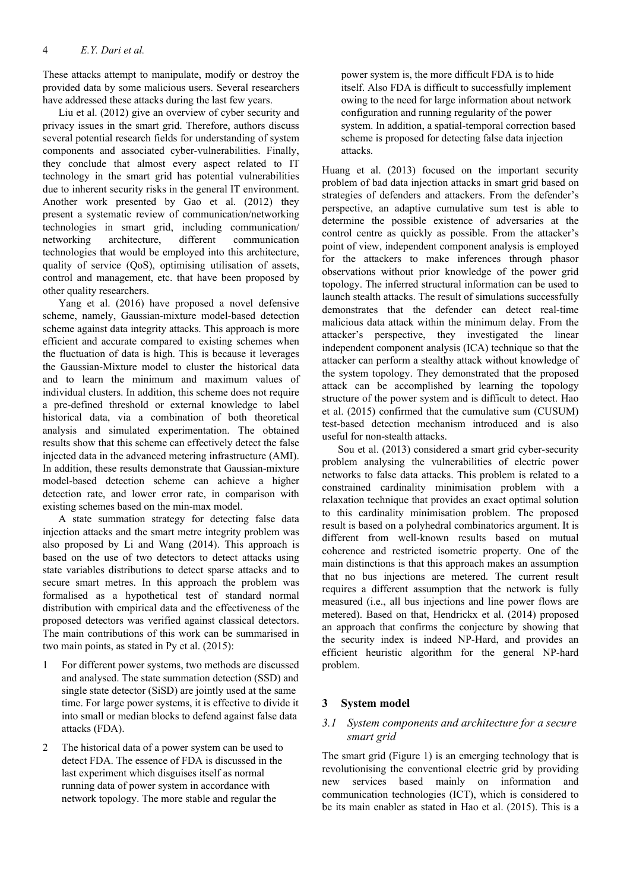These attacks attempt to manipulate, modify or destroy the provided data by some malicious users. Several researchers have addressed these attacks during the last few years.

Liu et al. (2012) give an overview of cyber security and privacy issues in the smart grid. Therefore, authors discuss several potential research fields for understanding of system components and associated cyber-vulnerabilities. Finally, they conclude that almost every aspect related to IT technology in the smart grid has potential vulnerabilities due to inherent security risks in the general IT environment. Another work presented by Gao et al. (2012) they present a systematic review of communication/networking technologies in smart grid, including communication/ networking architecture, different communication technologies that would be employed into this architecture, quality of service (QoS), optimising utilisation of assets, control and management, etc. that have been proposed by other quality researchers.

Yang et al. (2016) have proposed a novel defensive scheme, namely, Gaussian-mixture model-based detection scheme against data integrity attacks. This approach is more efficient and accurate compared to existing schemes when the fluctuation of data is high. This is because it leverages the Gaussian-Mixture model to cluster the historical data and to learn the minimum and maximum values of individual clusters. In addition, this scheme does not require a pre-defined threshold or external knowledge to label historical data, via a combination of both theoretical analysis and simulated experimentation. The obtained results show that this scheme can effectively detect the false injected data in the advanced metering infrastructure (AMI). In addition, these results demonstrate that Gaussian-mixture model-based detection scheme can achieve a higher detection rate, and lower error rate, in comparison with existing schemes based on the min-max model.

A state summation strategy for detecting false data injection attacks and the smart metre integrity problem was also proposed by Li and Wang (2014). This approach is based on the use of two detectors to detect attacks using state variables distributions to detect sparse attacks and to secure smart metres. In this approach the problem was formalised as a hypothetical test of standard normal distribution with empirical data and the effectiveness of the proposed detectors was verified against classical detectors. The main contributions of this work can be summarised in two main points, as stated in Py et al. (2015):

1. For different power systems, two methods are discussed and analysed. The state summation detection (SSD) and single state detector (SiSD) are jointly used at the same time. For large power systems, it is effective to divide it into small or median blocks to defend against false data attacks (FDA).
2. The historical data of a power system can be used to detect FDA. The essence of FDA is discussed in the last experiment which disguises itself as normal running data of power system in accordance with network topology. The more stable and regular the power system is, the more difficult FDA is to hide itself. Also FDA is difficult to successfully implement owing to the need for large information about network configuration and running regularity of the power system. In addition, a spatial-temporal correction based scheme is proposed for detecting false data injection attacks.

Huang et al. (2013) focused on the important security problem of bad data injection attacks in smart grid based on strategies of defenders and attackers. From the defender's perspective, an adaptive cumulative sum test is able to determine the possible existence of adversaries at the control centre as quickly as possible. From the attacker's point of view, independent component analysis is employed for the attackers to make inferences through phasor observations without prior knowledge of the power grid topology. The inferred structural information can be used to launch stealth attacks. The result of simulations successfully demonstrates that the defender can detect real-time malicious data attack within the minimum delay. From the attacker's perspective, they investigated the linear independent component analysis (ICA) technique so that the attacker can perform a stealthy attack without knowledge of the system topology. They demonstrated that the proposed attack can be accomplished by learning the topology structure of the power system and is difficult to detect. Hao et al. (2015) confirmed that the cumulative sum (CUSUM) test-based detection mechanism introduced and is also useful for non-stealth attacks.

Sou et al. (2013) considered a smart grid cyber-security problem analysing the vulnerabilities of electric power networks to false data attacks. This problem is related to a constrained cardinality minimisation problem with a relaxation technique that provides an exact optimal solution to this cardinality minimisation problem. The proposed result is based on a polyhedral combinatorics argument. It is different from well-known results based on mutual coherence and restricted isometric property. One of the main distinctions is that this approach makes an assumption that no bus injections are metered. The current result requires a different assumption that the network is fully measured (i.e., all bus injections and line power flows are metered). Based on that, Hendrickx et al. (2014) proposed an approach that confirms the conjecture by showing that the security index is indeed NP-Hard, and provides an efficient heuristic algorithm for the general NP-hard problem.

## 3 System model

### 3.1 System components and architecture for a secure smart grid

The smart grid (Figure 1) is an emerging technology that is revolutionising the conventional electric grid by providing new services based mainly on information and communication technologies (ICT), which is considered to be its main enabler as stated in Hao et al. (2015). This is a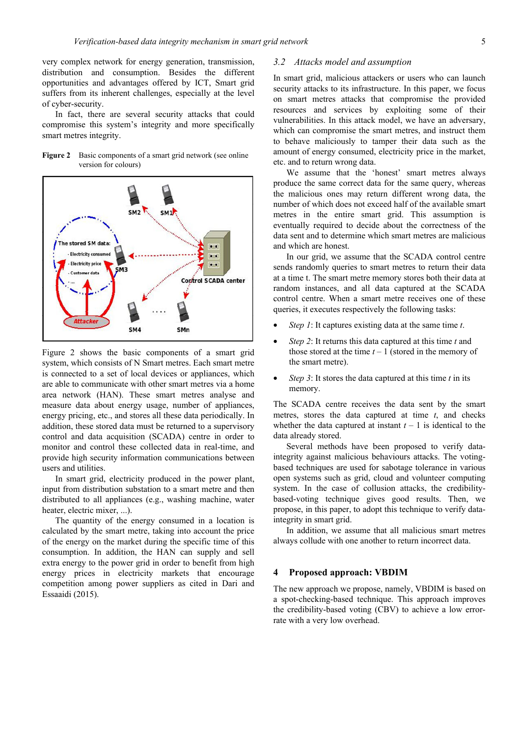very complex network for energy generation, transmission, distribution and consumption. Besides the different opportunities and advantages offered by ICT, Smart grid suffers from its inherent challenges, especially at the level of cyber-security.

In fact, there are several security attacks that could compromise this system's integrity and more specifically smart metres integrity.

**Figure 2** Basic components of a smart grid network (see online version for colours)

Figure 2 shows the basic components of a smart grid system, which consists of N Smart metres. Each smart metre is connected to a set of local devices or appliances, which are able to communicate with other smart metres via a home area network (HAN). These smart metres analyse and measure data about energy usage, number of appliances, energy pricing, etc., and stores all these data periodically. In addition, these stored data must be returned to a supervisory control and data acquisition (SCADA) centre in order to monitor and control these collected data in real-time, and provide high security information communications between users and utilities.

In smart grid, electricity produced in the power plant, input from distribution substation to a smart metre and then distributed to all appliances (e.g., washing machine, water heater, electric mixer, ...).

The quantity of the energy consumed in a location is calculated by the smart metre, taking into account the price of the energy on the market during the specific time of this consumption. In addition, the HAN can supply and sell extra energy to the power grid in order to benefit from high energy prices in electricity markets that encourage competition among power suppliers as cited in Dari and Essaaidi (2015).

### *3.2 Attacks model and assumption*

In smart grid, malicious attackers or users who can launch security attacks to its infrastructure. In this paper, we focus on smart metres attacks that compromise the provided resources and services by exploiting some of their vulnerabilities. In this attack model, we have an adversary, which can compromise the smart metres, and instruct them to behave maliciously to tamper their data such as the amount of energy consumed, electricity price in the market, etc. and to return wrong data.

We assume that the 'honest' smart metres always produce the same correct data for the same query, whereas the malicious ones may return different wrong data, the number of which does not exceed half of the available smart metres in the entire smart grid. This assumption is eventually required to decide about the correctness of the data sent and to determine which smart metres are malicious and which are honest.

In our grid, we assume that the SCADA control centre sends randomly queries to smart metres to return their data at a time t. The smart metre memory stores both their data at random instances, and all data captured at the SCADA control centre. When a smart metre receives one of these queries, it executes respectively the following tasks:

- *Step 1*: It captures existing data at the same time *t*.
- *Step 2*: It returns this data captured at this time *t* and those stored at the time $t - 1$ (stored in the memory of the smart metre).
- *Step 3*: It stores the data captured at this time *t* in its memory.

The SCADA centre receives the data sent by the smart metres, stores the data captured at time *t*, and checks whether the data captured at instant $t - 1$ is identical to the data already stored.

Several methods have been proposed to verify data-integrity against malicious behaviours attacks. The voting-based techniques are used for sabotage tolerance in various open systems such as grid, cloud and volunteer computing system. In the case of collusion attacks, the credibility-based-voting technique gives good results. Then, we propose, in this paper, to adopt this technique to verify data-integrity in smart grid.

In addition, we assume that all malicious smart metres always collude with one another to return incorrect data.

## 4 Proposed approach: VBDIM

The new approach we propose, namely, VBDIM is based on a spot-checking-based technique. This approach improves the credibility-based voting (CBV) to achieve a low error-rate with a very low overhead.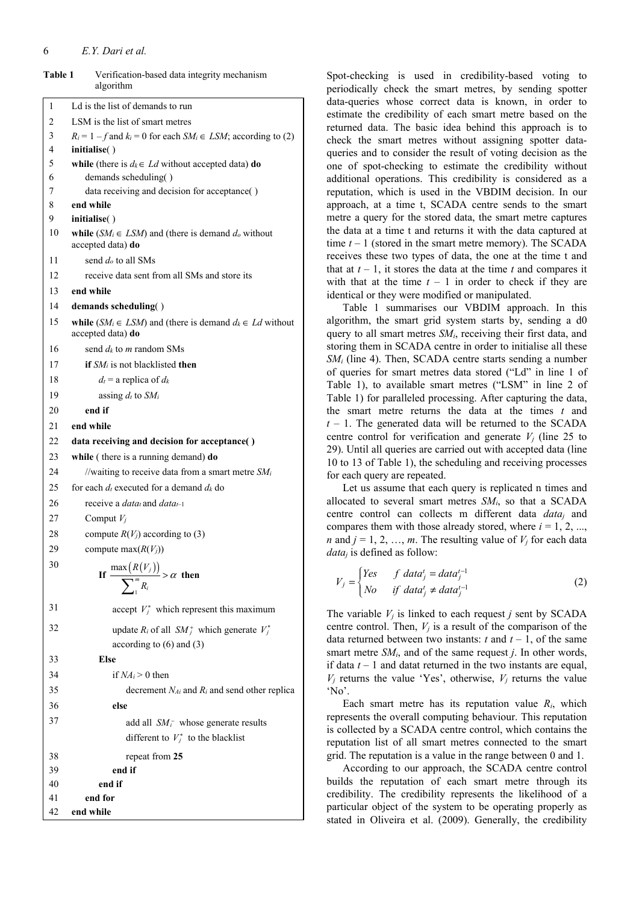**Table 1** Verification-based data integrity mechanism algorithm

| | |
|---|---|
| 1 | Ld is the list of demands to run |
| 2 | LSM is the list of smart metres |
| 3 | $R_i = 1 - f$ and $k_i = 0$ for each $SM_i \in LSM$; according to (2) |
| 4 | **initialise**( ) |
| 5 | **while** (there is $d_k \in Ld$ without accepted data) **do** |
| 6 | demands scheduling( ) |
| 7 | data receiving and decision for acceptance( ) |
| 8 | **end while** |
| 9 | **initialise**( ) |
| 10 | **while** ($SM_i \in LSM$) and (there is demand $d_o$ without accepted data) **do** |
| 11 | send $d_o$ to all SMs |
| 12 | receive data sent from all SMs and store its |
| 13 | **end while** |
| 14 | **demands scheduling**( ) |
| 15 | **while** ($SM_i \in LSM$) and (there is demand $d_k \in Ld$ without accepted data) **do** |
| 16 | send $d_k$ to $m$ random SMs |
| 17 | **if** $SM_i$ is not blacklisted **then** |
| 18 | $d_t$ = a replica of $d_k$ |
| 19 | assing $d_t$ to $SM_i$ |
| 20 | **end if** |
| 21 | **end while** |
| 22 | **data receiving and decision for acceptance( )** |
| 23 | **while** ( there is a running demand) **do** |
| 24 | //waiting to receive data from a smart metre $SM_i$ |
| 25 | for each $d_t$ executed for a demand $d_k$ do |
| 26 | receive a $data_t$ and $data_{t-1}$ |
| 27 | Comput $V_j$ |
| 28 | compute $R(V_j)$ according to (3) |
| 29 | compute $\max(R(V_j))$ |
| 30 | **If** $\dfrac{\max\left(R\left(V_j\right)\right)}{\sum_1^m R_i} > \alpha$ **then** |
| 31 | accept $V_j^*$ which represent this maximum |
| 32 | update $R_i$ of all $SM_j^+$ which generate $V_j^*$ according to (6) and (3) |
| 33 | **Else** |
| 34 | if $NA_i > 0$ then |
| 35 | decrement $N_{Ai}$ and $R_i$ and send other replica |
| 36 | **else** |
| 37 | add all $SM_i^-$ whose generate results different to $V_j^*$ to the blacklist |
| 38 | repeat from **25** |
| 39 | **end if** |
| 40 | **end if** |
| 41 | **end for** |
| 42 | **end while** |

Spot-checking is used in credibility-based voting to periodically check the smart metres, by sending spotter data-queries whose correct data is known, in order to estimate the credibility of each smart metre based on the returned data. The basic idea behind this approach is to check the smart metres without assigning spotter data-queries and to consider the result of voting decision as the one of spot-checking to estimate the credibility without additional operations. This credibility is considered as a reputation, which is used in the VBDIM decision. In our approach, at a time t, SCADA centre sends to the smart metre a query for the stored data, the smart metre captures the data at a time t and returns it with the data captured at time $t - 1$ (stored in the smart metre memory). The SCADA receives these two types of data, the one at the time t and that at $t - 1$, it stores the data at the time $t$ and compares it with that at the time $t - 1$ in order to check if they are identical or they were modified or manipulated.

Table 1 summarises our VBDIM approach. In this algorithm, the smart grid system starts by, sending a d0 query to all smart metres $SM_i$, receiving their first data, and storing them in SCADA centre in order to initialise all these $SM_i$ (line 4). Then, SCADA centre starts sending a number of queries for smart metres data stored ("Ld" in line 1 of Table 1), to available smart metres ("LSM" in line 2 of Table 1) for paralleled processing. After capturing the data, the smart metre returns the data at the times $t$ and $t - 1$. The generated data will be returned to the SCADA centre control for verification and generate $V_j$ (line 25 to 29). Until all queries are carried out with accepted data (line 10 to 13 of Table 1), the scheduling and receiving processes for each query are repeated.

Let us assume that each query is replicated n times and allocated to several smart metres $SM_i$, so that a SCADA centre control can collects m different data $data_j$ and compares them with those already stored, where $i = 1, 2, ..., n$ and $j = 1, 2, \ldots, m$. The resulting value of $V_j$ for each data $data_j$ is defined as follow:

$$V_j = \begin{cases} Yes & f\ data_j^t = data_j^{t-1} \\ No & if\ data_j^t \neq data_j^{t-1} \end{cases} \tag{2}$$

The variable $V_j$ is linked to each request $j$ sent by SCADA centre control. Then, $V_j$ is a result of the comparison of the data returned between two instants: $t$ and $t - 1$, of the same smart metre $SM_i$, and of the same request $j$. In other words, if data $t - 1$ and datat returned in the two instants are equal, $V_j$ returns the value 'Yes', otherwise, $V_j$ returns the value 'No'.

Each smart metre has its reputation value $R_i$, which represents the overall computing behaviour. This reputation is collected by a SCADA centre control, which contains the reputation list of all smart metres connected to the smart grid. The reputation is a value in the range between 0 and 1.

According to our approach, the SCADA centre control builds the reputation of each smart metre through its credibility. The credibility represents the likelihood of a particular object of the system to be operating properly as stated in Oliveira et al. (2009). Generally, the credibility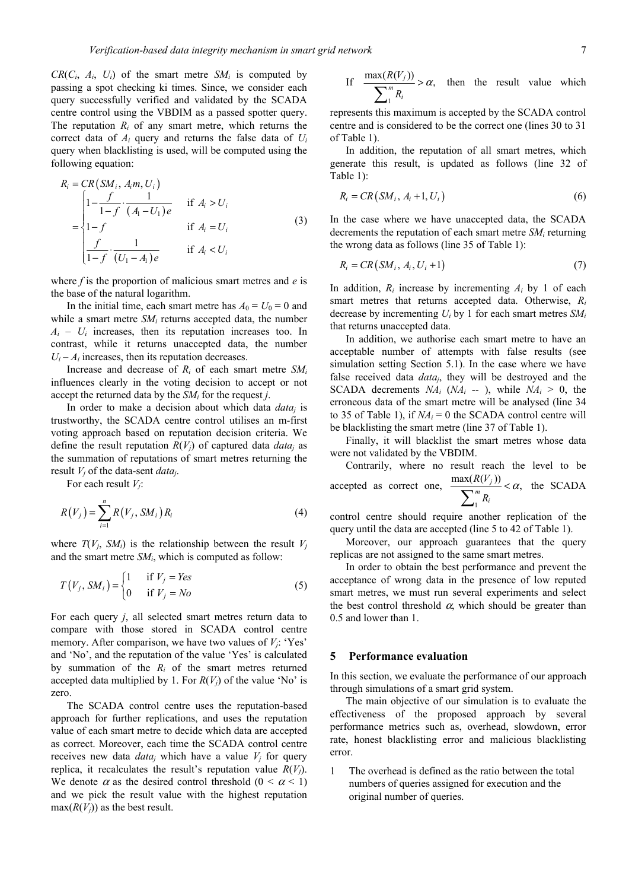$CR(C_i, A_i, U_i)$ of the smart metre $SM_i$ is computed by passing a spot checking ki times. Since, we consider each query successfully verified and validated by the SCADA centre control using the VBDIM as a passed spotter query. The reputation $R_i$ of any smart metre, which returns the correct data of $A_i$ query and returns the false data of $U_i$ query when blacklisting is used, will be computed using the following equation:

$$
R_i = CR\left(SM_i,\, A_i m, U_i\right)
= \begin{cases} 1 - \dfrac{f}{1-f} \cdot \dfrac{1}{\left(A_1 - U_1\right)e} & \text{if } A_i > U_i \\ 1 - f & \text{if } A_i = U_i \\ \dfrac{f}{1-f} \cdot \dfrac{1}{\left(U_1 - A_1\right)e} & \text{if } A_i < U_i \end{cases} \tag{3}
$$

where $f$ is the proportion of malicious smart metres and $e$ is the base of the natural logarithm.

In the initial time, each smart metre has $A_0 = U_0 = 0$ and while a smart metre $SM_i$ returns accepted data, the number $A_i - U_i$ increases, then its reputation increases too. In contrast, while it returns unaccepted data, the number $U_i - A_i$ increases, then its reputation decreases.

Increase and decrease of $R_i$ of each smart metre $SM_i$ influences clearly in the voting decision to accept or not accept the returned data by the $SM_i$ for the request $j$.

In order to make a decision about which data $data_j$ is trustworthy, the SCADA centre control utilises an m-first voting approach based on reputation decision criteria. We define the result reputation $R(V_j)$ of captured data $data_j$ as the summation of reputations of smart metres returning the result $V_j$ of the data-sent $data_j$.

For each result $V_j$:

$$
R\left(V_j\right) = \sum_{i=1}^{n} R\left(V_j, SM_i\right) R_i \tag{4}
$$

where $T(V_j, SM_i)$ is the relationship between the result $V_j$ and the smart metre $SM_i$, which is computed as follow:

$$
T\left(V_j, SM_i\right) = \begin{cases} 1 & \text{if } V_j = Yes \\ 0 & \text{if } V_j = No \end{cases} \tag{5}
$$

For each query $j$, all selected smart metres return data to compare with those stored in SCADA control centre memory. After comparison, we have two values of $V_j$: 'Yes' and 'No', and the reputation of the value 'Yes' is calculated by summation of the $R_i$ of the smart metres returned accepted data multiplied by 1. For $R(V_j)$ of the value 'No' is zero.

The SCADA control centre uses the reputation-based approach for further replications, and uses the reputation value of each smart metre to decide which data are accepted as correct. Moreover, each time the SCADA control centre receives new data $data_j$ which have a value $V_j$ for query replica, it recalculates the result's reputation value $R(V_j)$. We denote $\alpha$ as the desired control threshold ($0 < \alpha < 1$) and we pick the result value with the highest reputation $\max(R(V_j))$ as the best result.

If $\dfrac{\max(R(V_j))}{\sum_1^m R_i} > \alpha,$ then the result value which represents this maximum is accepted by the SCADA control centre and is considered to be the correct one (lines 30 to 31 of Table 1).

In addition, the reputation of all smart metres, which generate this result, is updated as follows (line 32 of Table 1):

$$
R_i = CR\left(SM_i,\, A_i + 1, U_i\right) \tag{6}
$$

In the case where we have unaccepted data, the SCADA decrements the reputation of each smart metre $SM_i$ returning the wrong data as follows (line 35 of Table 1):

$$
R_i = CR\left(SM_i,\, A_i, U_i + 1\right) \tag{7}
$$

In addition, $R_i$ increase by incrementing $A_i$ by 1 of each smart metres that returns accepted data. Otherwise, $R_i$ decrease by incrementing $U_i$ by 1 for each smart metres $SM_i$ that returns unaccepted data.

In addition, we authorise each smart metre to have an acceptable number of attempts with false results (see simulation setting Section 5.1). In the case where we have false received data $data_j$, they will be destroyed and the SCADA decrements $NA_i$ ($NA_i$ -- ), while $NA_i > 0$, the erroneous data of the smart metre will be analysed (line 34 to 35 of Table 1), if $NA_i = 0$ the SCADA control centre will be blacklisting the smart metre (line 37 of Table 1).

Finally, it will blacklist the smart metres whose data were not validated by the VBDIM.

Contrarily, where no result reach the level to be accepted as correct one, $\dfrac{\max(R(V_j))}{\sum_1^m R_i} < \alpha,$ the SCADA control centre should require another replication of the query until the data are accepted (line 5 to 42 of Table 1).

Moreover, our approach guarantees that the query replicas are not assigned to the same smart metres.

In order to obtain the best performance and prevent the acceptance of wrong data in the presence of low reputed smart metres, we must run several experiments and select the best control threshold $\alpha$, which should be greater than 0.5 and lower than 1.

## 5 Performance evaluation

In this section, we evaluate the performance of our approach through simulations of a smart grid system.

The main objective of our simulation is to evaluate the effectiveness of the proposed approach by several performance metrics such as, overhead, slowdown, error rate, honest blacklisting error and malicious blacklisting error.

1. The overhead is defined as the ratio between the total numbers of queries assigned for execution and the original number of queries.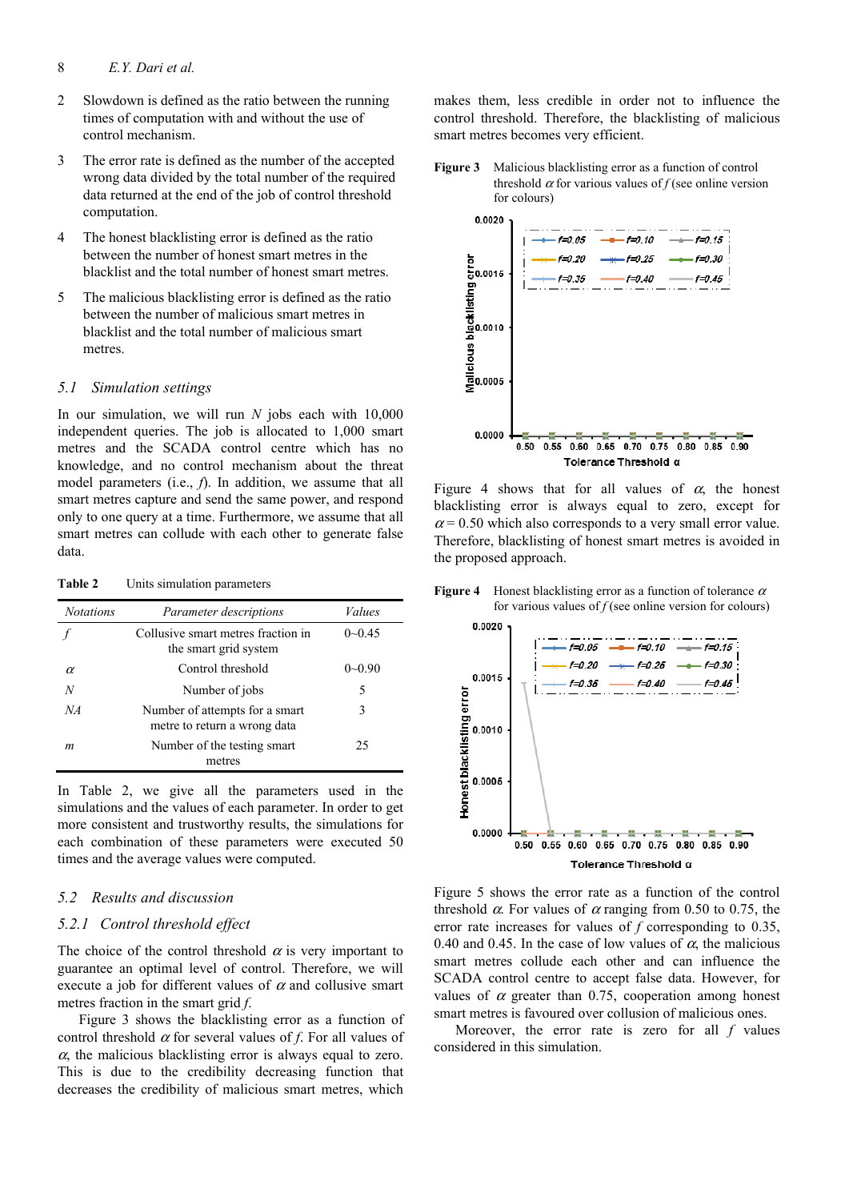2 Slowdown is defined as the ratio between the running times of computation with and without the use of control mechanism.

3 The error rate is defined as the number of the accepted wrong data divided by the total number of the required data returned at the end of the job of control threshold computation.

4 The honest blacklisting error is defined as the ratio between the number of honest smart metres in the blacklist and the total number of honest smart metres.

5 The malicious blacklisting error is defined as the ratio between the number of malicious smart metres in blacklist and the total number of malicious smart metres.

### 5.1 Simulation settings

In our simulation, we will run $N$ jobs each with 10,000 independent queries. The job is allocated to 1,000 smart metres and the SCADA control centre which has no knowledge, and no control mechanism about the threat model parameters (i.e., $f$). In addition, we assume that all smart metres capture and send the same power, and respond only to one query at a time. Furthermore, we assume that all smart metres can collude with each other to generate false data.

**Table 2** Units simulation parameters

| *Notations* | *Parameter descriptions* | *Values* |
|---|---|---|
| $f$ | Collusive smart metres fraction in the smart grid system | 0~0.45 |
| $\alpha$ | Control threshold | 0~0.90 |
| $N$ | Number of jobs | 5 |
| $NA$ | Number of attempts for a smart metre to return a wrong data | 3 |
| $m$ | Number of the testing smart metres | 25 |

In Table 2, we give all the parameters used in the simulations and the values of each parameter. In order to get more consistent and trustworthy results, the simulations for each combination of these parameters were executed 50 times and the average values were computed.

### 5.2 Results and discussion

#### 5.2.1 Control threshold effect

The choice of the control threshold $\alpha$ is very important to guarantee an optimal level of control. Therefore, we will execute a job for different values of $\alpha$ and collusive smart metres fraction in the smart grid $f$.

Figure 3 shows the blacklisting error as a function of control threshold $\alpha$ for several values of $f$. For all values of $\alpha$, the malicious blacklisting error is always equal to zero. This is due to the credibility decreasing function that decreases the credibility of malicious smart metres, which makes them, less credible in order not to influence the control threshold. Therefore, the blacklisting of malicious smart metres becomes very efficient.

**Figure 3** Malicious blacklisting error as a function of control threshold $\alpha$ for various values of $f$ (see online version for colours)

Figure 4 shows that for all values of $\alpha$, the honest blacklisting error is always equal to zero, except for $\alpha = 0.50$ which also corresponds to a very small error value. Therefore, blacklisting of honest smart metres is avoided in the proposed approach.

**Figure 4** Honest blacklisting error as a function of tolerance $\alpha$ for various values of $f$ (see online version for colours)

Figure 5 shows the error rate as a function of the control threshold $\alpha$. For values of $\alpha$ ranging from 0.50 to 0.75, the error rate increases for values of $f$ corresponding to 0.35, 0.40 and 0.45. In the case of low values of $\alpha$, the malicious smart metres collude each other and can influence the SCADA control centre to accept false data. However, for values of $\alpha$ greater than 0.75, cooperation among honest smart metres is favoured over collusion of malicious ones.

Moreover, the error rate is zero for all $f$ values considered in this simulation.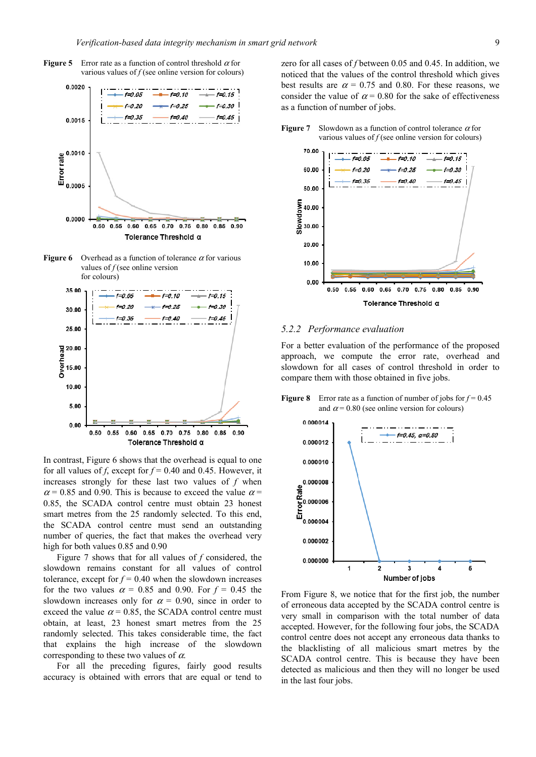**Figure 5** Error rate as a function of control threshold $\alpha$ for various values of $f$ (see online version for colours)

**Figure 6** Overhead as a function of tolerance $\alpha$ for various values of $f$ (see online version for colours)

In contrast, Figure 6 shows that the overhead is equal to one for all values of $f$, except for $f = 0.40$ and 0.45. However, it increases strongly for these last two values of $f$ when $\alpha = 0.85$ and 0.90. This is because to exceed the value $\alpha = 0.85$, the SCADA control centre must obtain 23 honest smart metres from the 25 randomly selected. To this end, the SCADA control centre must send an outstanding number of queries, the fact that makes the overhead very high for both values 0.85 and 0.90

Figure 7 shows that for all values of $f$ considered, the slowdown remains constant for all values of control tolerance, except for $f = 0.40$ when the slowdown increases for the two values $\alpha = 0.85$ and 0.90. For $f = 0.45$ the slowdown increases only for $\alpha = 0.90$, since in order to exceed the value $\alpha = 0.85$, the SCADA control centre must obtain, at least, 23 honest smart metres from the 25 randomly selected. This takes considerable time, the fact that explains the high increase of the slowdown corresponding to these two values of $\alpha$.

For all the preceding figures, fairly good results accuracy is obtained with errors that are equal or tend to zero for all cases of $f$ between 0.05 and 0.45. In addition, we noticed that the values of the control threshold which gives best results are $\alpha = 0.75$ and 0.80. For these reasons, we consider the value of $\alpha = 0.80$ for the sake of effectiveness as a function of number of jobs.

**Figure 7** Slowdown as a function of control tolerance $\alpha$ for various values of $f$ (see online version for colours)

### 5.2.2 *Performance evaluation*

For a better evaluation of the performance of the proposed approach, we compute the error rate, overhead and slowdown for all cases of control threshold in order to compare them with those obtained in five jobs.

**Figure 8** Error rate as a function of number of jobs for $f = 0.45$ and $\alpha = 0.80$ (see online version for colours)

From Figure 8, we notice that for the first job, the number of erroneous data accepted by the SCADA control centre is very small in comparison with the total number of data accepted. However, for the following four jobs, the SCADA control centre does not accept any erroneous data thanks to the blacklisting of all malicious smart metres by the SCADA control centre. This is because they have been detected as malicious and then they will no longer be used in the last four jobs.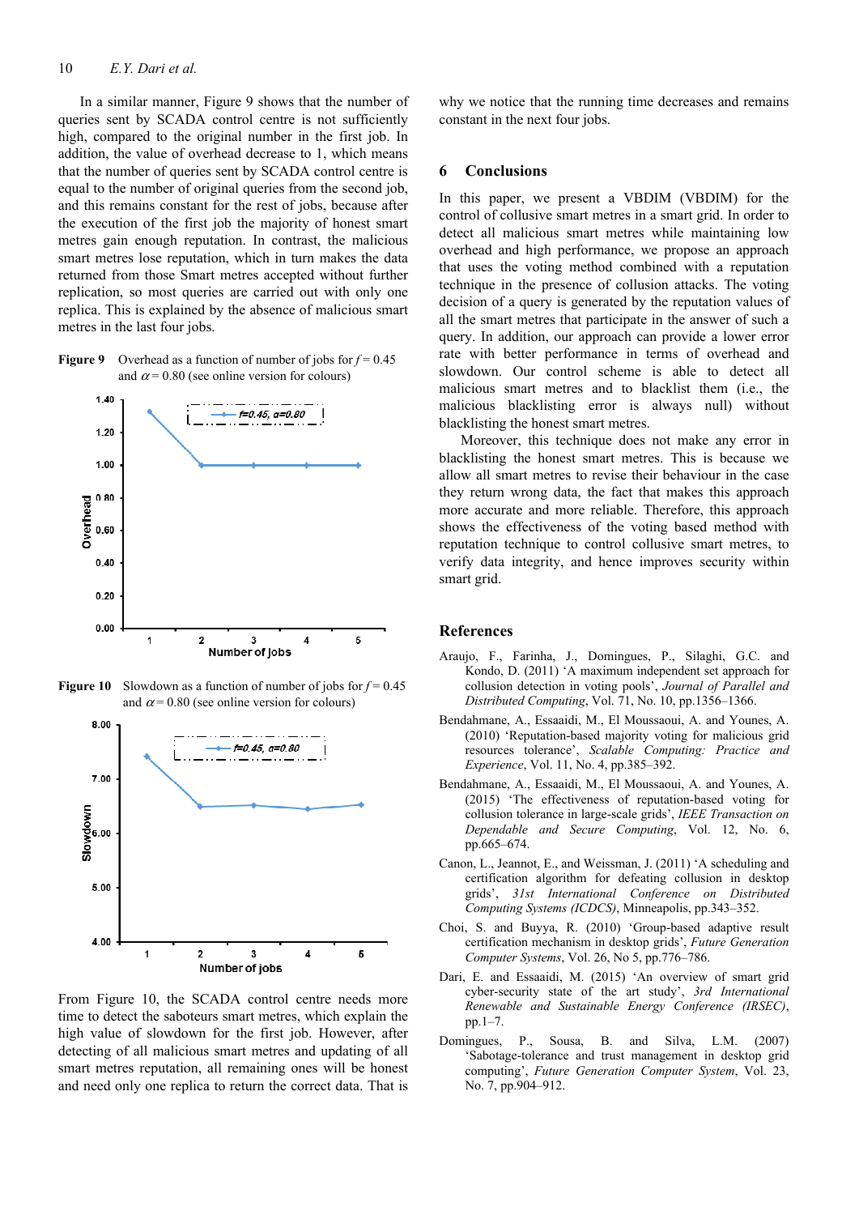In a similar manner, Figure 9 shows that the number of queries sent by SCADA control centre is not sufficiently high, compared to the original number in the first job. In addition, the value of overhead decrease to 1, which means that the number of queries sent by SCADA control centre is equal to the number of original queries from the second job, and this remains constant for the rest of jobs, because after the execution of the first job the majority of honest smart metres gain enough reputation. In contrast, the malicious smart metres lose reputation, which in turn makes the data returned from those Smart metres accepted without further replication, so most queries are carried out with only one replica. This is explained by the absence of malicious smart metres in the last four jobs.

**Figure 9** Overhead as a function of number of jobs for $f = 0.45$ and $\alpha = 0.80$ (see online version for colours)

**Figure 10** Slowdown as a function of number of jobs for $f = 0.45$ and $\alpha = 0.80$ (see online version for colours)

From Figure 10, the SCADA control centre needs more time to detect the saboteurs smart metres, which explain the high value of slowdown for the first job. However, after detecting of all malicious smart metres and updating of all smart metres reputation, all remaining ones will be honest and need only one replica to return the correct data. That is why we notice that the running time decreases and remains constant in the next four jobs.

## 6 Conclusions

In this paper, we present a VBDIM (VBDIM) for the control of collusive smart metres in a smart grid. In order to detect all malicious smart metres while maintaining low overhead and high performance, we propose an approach that uses the voting method combined with a reputation technique in the presence of collusion attacks. The voting decision of a query is generated by the reputation values of all the smart metres that participate in the answer of such a query. In addition, our approach can provide a lower error rate with better performance in terms of overhead and slowdown. Our control scheme is able to detect all malicious smart metres and to blacklist them (i.e., the malicious blacklisting error is always null) without blacklisting the honest smart metres.

Moreover, this technique does not make any error in blacklisting the honest smart metres. This is because we allow all smart metres to revise their behaviour in the case they return wrong data, the fact that makes this approach more accurate and more reliable. Therefore, this approach shows the effectiveness of the voting based method with reputation technique to control collusive smart metres, to verify data integrity, and hence improves security within smart grid.

## References

Araujo, F., Farinha, J., Domingues, P., Silaghi, G.C. and Kondo, D. (2011) 'A maximum independent set approach for collusion detection in voting pools', *Journal of Parallel and Distributed Computing*, Vol. 71, No. 10, pp.1356–1366.

Bendahmane, A., Essaaidi, M., El Moussaoui, A. and Younes, A. (2010) 'Reputation-based majority voting for malicious grid resources tolerance', *Scalable Computing: Practice and Experience*, Vol. 11, No. 4, pp.385–392.

Bendahmane, A., Essaaidi, M., El Moussaoui, A. and Younes, A. (2015) 'The effectiveness of reputation-based voting for collusion tolerance in large-scale grids', *IEEE Transaction on Dependable and Secure Computing*, Vol. 12, No. 6, pp.665–674.

Canon, L., Jeannot, E., and Weissman, J. (2011) 'A scheduling and certification algorithm for defeating collusion in desktop grids', *31st International Conference on Distributed Computing Systems (ICDCS)*, Minneapolis, pp.343–352.

Choi, S. and Buyya, R. (2010) 'Group-based adaptive result certification mechanism in desktop grids', *Future Generation Computer Systems*, Vol. 26, No 5, pp.776–786.

Dari, E. and Essaaidi, M. (2015) 'An overview of smart grid cyber-security state of the art study', *3rd International Renewable and Sustainable Energy Conference (IRSEC)*, pp.1–7.

Domingues, P., Sousa, B. and Silva, L.M. (2007) 'Sabotage-tolerance and trust management in desktop grid computing', *Future Generation Computer System*, Vol. 23, No. 7, pp.904–912.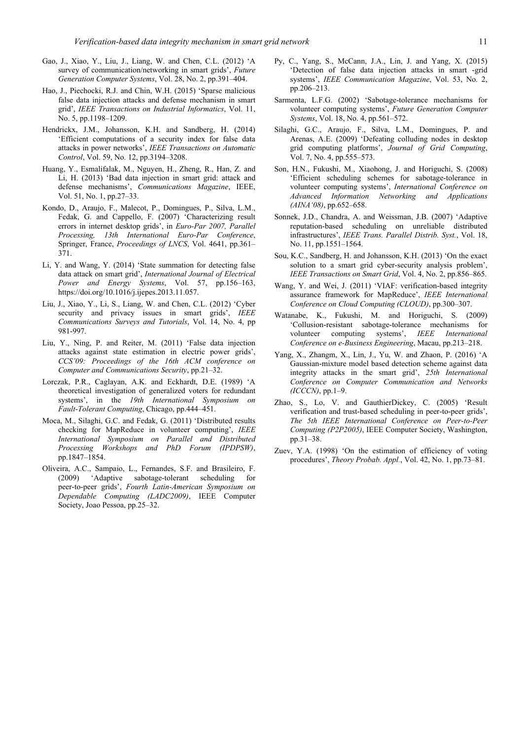Gao, J., Xiao, Y., Liu, J., Liang, W. and Chen, C.L. (2012) 'A survey of communication/networking in smart grids', *Future Generation Computer Systems*, Vol. 28, No. 2, pp.391–404.

Hao, J., Piechocki, R.J. and Chin, W.H. (2015) 'Sparse malicious false data injection attacks and defense mechanism in smart grid', *IEEE Transactions on Industrial Informatics*, Vol. 11, No. 5, pp.1198–1209.

Hendrickx, J.M., Johansson, K.H. and Sandberg, H. (2014) 'Efficient computations of a security index for false data attacks in power networks', *IEEE Transactions on Automatic Control*, Vol. 59, No. 12, pp.3194–3208.

Huang, Y., Esmalifalak, M., Nguyen, H., Zheng, R., Han, Z. and Li, H. (2013) 'Bad data injection in smart grid: attack and defense mechanisms', *Communications Magazine*, IEEE, Vol. 51, No. 1, pp.27–33.

Kondo, D., Araujo, F., Malecot, P., Domingues, P., Silva, L.M., Fedak, G. and Cappello, F. (2007) 'Characterizing result errors in internet desktop grids', in *Euro-Par 2007, Parallel Processing, 13th International Euro-Par Conference*, Springer, France, *Proceedings of LNCS*, Vol. 4641, pp.361–371.

Li, Y. and Wang, Y. (2014) 'State summation for detecting false data attack on smart grid', *International Journal of Electrical Power and Energy Systems*, Vol. 57, pp.156–163, https://doi.org/10.1016/j.ijepes.2013.11.057.

Liu, J., Xiao, Y., Li, S., Liang, W. and Chen, C.L. (2012) 'Cyber security and privacy issues in smart grids', *IEEE Communications Surveys and Tutorials*, Vol. 14, No. 4, pp 981-997.

Liu, Y., Ning, P. and Reiter, M. (2011) 'False data injection attacks against state estimation in electric power grids', *CCS'09: Proceedings of the 16th ACM conference on Computer and Communications Security*, pp.21–32.

Lorczak, P.R., Caglayan, A.K. and Eckhardt, D.E. (1989) 'A theoretical investigation of generalized voters for redundant systems', in the *19th International Symposium on Fault-Tolerant Computing*, Chicago, pp.444–451.

Moca, M., Silaghi, G.C. and Fedak, G. (2011) 'Distributed results checking for MapReduce in volunteer computing', *IEEE International Symposium on Parallel and Distributed Processing Workshops and PhD Forum (IPDPSW)*, pp.1847–1854.

Oliveira, A.C., Sampaio, L., Fernandes, S.F. and Brasileiro, F. (2009) 'Adaptive sabotage-tolerant scheduling for peer-to-peer grids', *Fourth Latin-American Symposium on Dependable Computing (LADC2009)*, IEEE Computer Society, Joao Pessoa, pp.25–32.

Py, C., Yang, S., McCann, J.A., Lin, J. and Yang, X. (2015) 'Detection of false data injection attacks in smart -grid systems', *IEEE Communication Magazine*, Vol. 53, No. 2, pp.206–213.

Sarmenta, L.F.G. (2002) 'Sabotage-tolerance mechanisms for volunteer computing systems', *Future Generation Computer Systems*, Vol. 18, No. 4, pp.561–572.

Silaghi, G.C., Araujo, F., Silva, L.M., Domingues, P. and Arenas, A.E. (2009) 'Defeating colluding nodes in desktop grid computing platforms', *Journal of Grid Computing*, Vol. 7, No. 4, pp.555–573.

Son, H.N., Fukushi, M., Xiaohong, J. and Horiguchi, S. (2008) 'Efficient scheduling schemes for sabotage-tolerance in volunteer computing systems', *International Conference on Advanced Information Networking and Applications (AINA'08)*, pp.652–658.

Sonnek, J.D., Chandra, A. and Weissman, J.B. (2007) 'Adaptive reputation-based scheduling on unreliable distributed infrastructures', *IEEE Trans. Parallel Distrib. Syst.*, Vol. 18, No. 11, pp.1551–1564.

Sou, K.C., Sandberg, H. and Johansson, K.H. (2013) 'On the exact solution to a smart grid cyber-security analysis problem', *IEEE Transactions on Smart Grid*, Vol. 4, No. 2, pp.856–865.

Wang, Y. and Wei, J. (2011) 'VIAF: verification-based integrity assurance framework for MapReduce', *IEEE International Conference on Cloud Computing (CLOUD)*, pp.300–307.

Watanabe, K., Fukushi, M. and Horiguchi, S. (2009) 'Collusion-resistant sabotage-tolerance mechanisms for volunteer computing systems', *IEEE International Conference on e-Business Engineering*, Macau, pp.213–218.

Yang, X., Zhangm, X., Lin, J., Yu, W. and Zhaon, P. (2016) 'A Gaussian-mixture model based detection scheme against data integrity attacks in the smart grid', *25th International Conference on Computer Communication and Networks (ICCCN)*, pp.1–9.

Zhao, S., Lo, V. and GauthierDickey, C. (2005) 'Result verification and trust-based scheduling in peer-to-peer grids', *The 5th IEEE International Conference on Peer-to-Peer Computing (P2P2005)*, IEEE Computer Society, Washington, pp.31–38.

Zuev, Y.A. (1998) 'On the estimation of efficiency of voting procedures', *Theory Probab. Appl.*, Vol. 42, No. 1, pp.73–81.